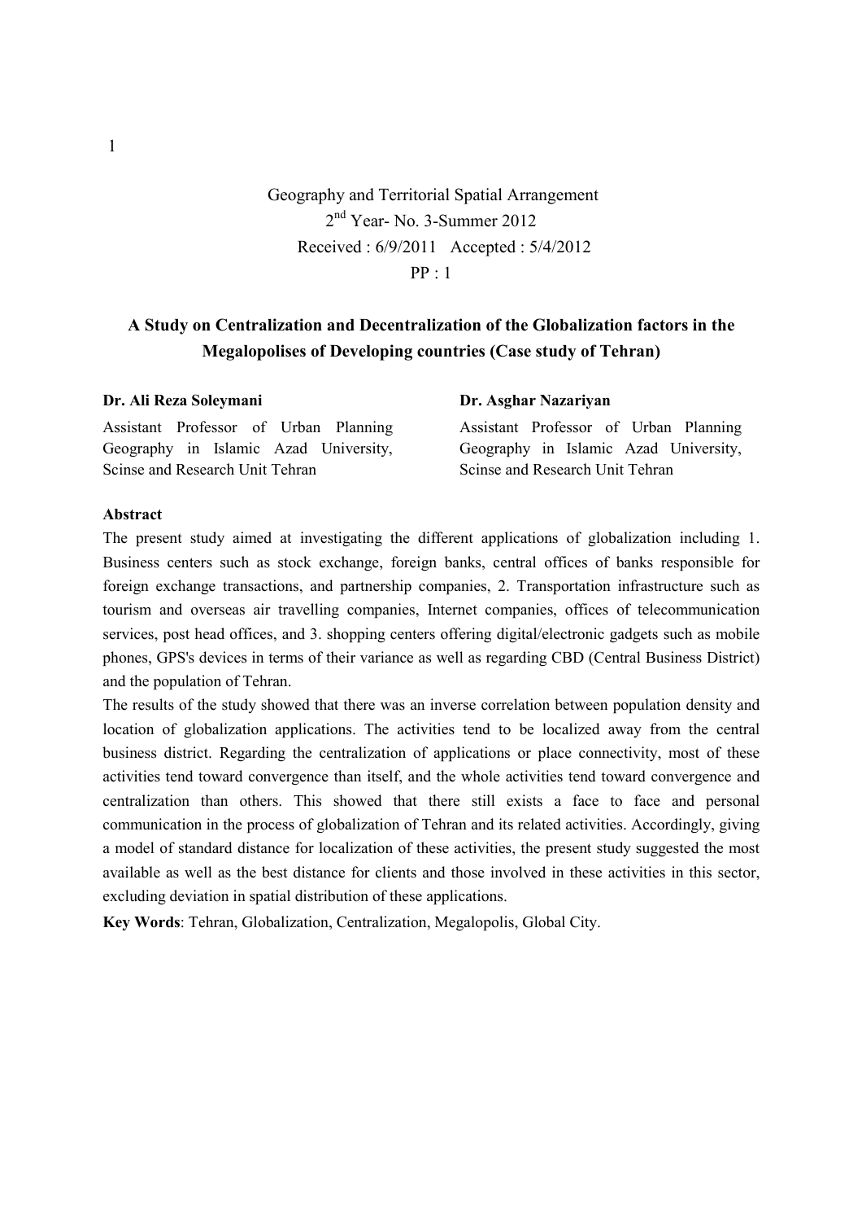Geography and Territorial Spatial Arrangement
2nd Year- No. 3-Summer 2012
Received : 6/9/2011 Accepted : 5/4/2012
PP : 1

# A Study on Centralization and Decentralization of the Globalization factors in the Megalopolises of Developing countries (Case study of Tehran)

**Dr. Ali Reza Soleymani**

Assistant Professor of Urban Planning Geography in Islamic Azad University, Scinse and Research Unit Tehran

**Dr. Asghar Nazariyan**

Assistant Professor of Urban Planning Geography in Islamic Azad University, Scinse and Research Unit Tehran

**Abstract**

The present study aimed at investigating the different applications of globalization including 1. Business centers such as stock exchange, foreign banks, central offices of banks responsible for foreign exchange transactions, and partnership companies, 2. Transportation infrastructure such as tourism and overseas air travelling companies, Internet companies, offices of telecommunication services, post head offices, and 3. shopping centers offering digital/electronic gadgets such as mobile phones, GPS's devices in terms of their variance as well as regarding CBD (Central Business District) and the population of Tehran.

The results of the study showed that there was an inverse correlation between population density and location of globalization applications. The activities tend to be localized away from the central business district. Regarding the centralization of applications or place connectivity, most of these activities tend toward convergence than itself, and the whole activities tend toward convergence and centralization than others. This showed that there still exists a face to face and personal communication in the process of globalization of Tehran and its related activities. Accordingly, giving a model of standard distance for localization of these activities, the present study suggested the most available as well as the best distance for clients and those involved in these activities in this sector, excluding deviation in spatial distribution of these applications.

**Key Words**: Tehran, Globalization, Centralization, Megalopolis, Global City.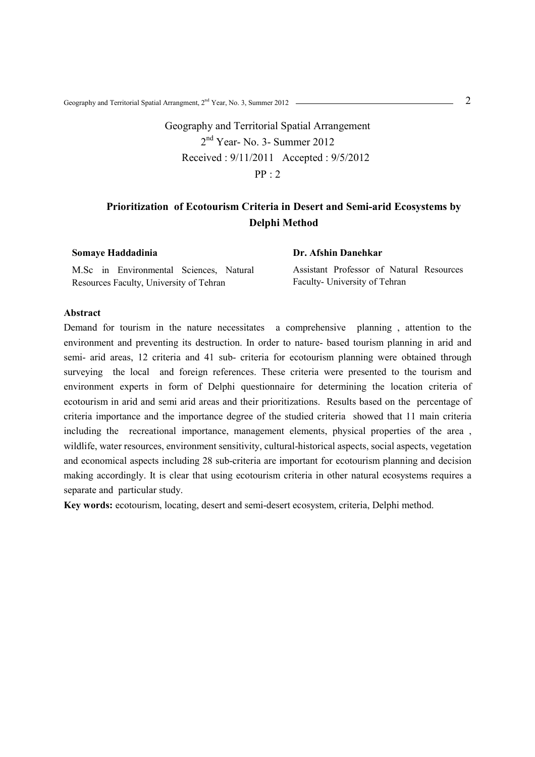Geography and Territorial Spatial Arrangement
2nd Year- No. 3- Summer 2012
Received : 9/11/2011 Accepted : 9/5/2012
PP : 2

# Prioritization of Ecotourism Criteria in Desert and Semi-arid Ecosystems by Delphi Method

**Somaye Haddadinia**

M.Sc in Environmental Sciences, Natural Resources Faculty, University of Tehran

**Dr. Afshin Danehkar**

Assistant Professor of Natural Resources Faculty- University of Tehran

## Abstract

Demand for tourism in the nature necessitates a comprehensive planning , attention to the environment and preventing its destruction. In order to nature- based tourism planning in arid and semi- arid areas, 12 criteria and 41 sub- criteria for ecotourism planning were obtained through surveying the local and foreign references. These criteria were presented to the tourism and environment experts in form of Delphi questionnaire for determining the location criteria of ecotourism in arid and semi arid areas and their prioritizations. Results based on the percentage of criteria importance and the importance degree of the studied criteria showed that 11 main criteria including the recreational importance, management elements, physical properties of the area , wildlife, water resources, environment sensitivity, cultural-historical aspects, social aspects, vegetation and economical aspects including 28 sub-criteria are important for ecotourism planning and decision making accordingly. It is clear that using ecotourism criteria in other natural ecosystems requires a separate and particular study.

**Key words:** ecotourism, locating, desert and semi-desert ecosystem, criteria, Delphi method.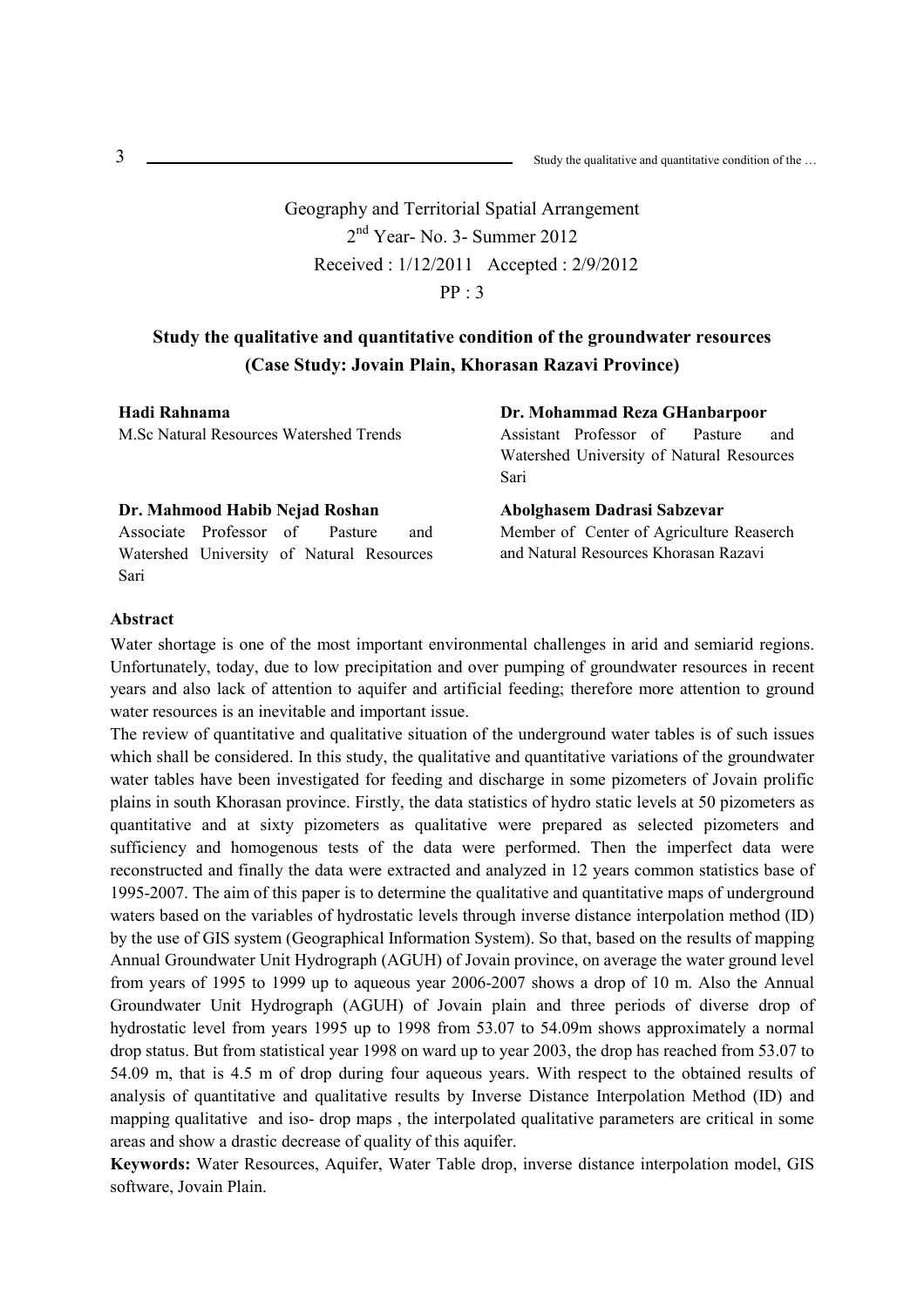Geography and Territorial Spatial Arrangement

2nd Year- No. 3- Summer 2012

Received : 1/12/2011 Accepted : 2/9/2012

PP : 3

# Study the qualitative and quantitative condition of the groundwater resources (Case Study: Jovain Plain, Khorasan Razavi Province)

**Hadi Rahnama**
M.Sc Natural Resources Watershed Trends

**Dr. Mohammad Reza GHanbarpoor**
Assistant Professor of Pasture and Watershed University of Natural Resources Sari

**Dr. Mahmood Habib Nejad Roshan**
Associate Professor of Pasture and Watershed University of Natural Resources Sari

**Abolghasem Dadrasi Sabzevar**
Member of Center of Agriculture Reaserch and Natural Resources Khorasan Razavi

**Abstract**

Water shortage is one of the most important environmental challenges in arid and semiarid regions. Unfortunately, today, due to low precipitation and over pumping of groundwater resources in recent years and also lack of attention to aquifer and artificial feeding; therefore more attention to ground water resources is an inevitable and important issue.

The review of quantitative and qualitative situation of the underground water tables is of such issues which shall be considered. In this study, the qualitative and quantitative variations of the groundwater water tables have been investigated for feeding and discharge in some pizometers of Jovain prolific plains in south Khorasan province. Firstly, the data statistics of hydro static levels at 50 pizometers as quantitative and at sixty pizometers as qualitative were prepared as selected pizometers and sufficiency and homogenous tests of the data were performed. Then the imperfect data were reconstructed and finally the data were extracted and analyzed in 12 years common statistics base of 1995-2007. The aim of this paper is to determine the qualitative and quantitative maps of underground waters based on the variables of hydrostatic levels through inverse distance interpolation method (ID) by the use of GIS system (Geographical Information System). So that, based on the results of mapping Annual Groundwater Unit Hydrograph (AGUH) of Jovain province, on average the water ground level from years of 1995 to 1999 up to aqueous year 2006-2007 shows a drop of 10 m. Also the Annual Groundwater Unit Hydrograph (AGUH) of Jovain plain and three periods of diverse drop of hydrostatic level from years 1995 up to 1998 from 53.07 to 54.09m shows approximately a normal drop status. But from statistical year 1998 on ward up to year 2003, the drop has reached from 53.07 to 54.09 m, that is 4.5 m of drop during four aqueous years. With respect to the obtained results of analysis of quantitative and qualitative results by Inverse Distance Interpolation Method (ID) and mapping qualitative and iso- drop maps , the interpolated qualitative parameters are critical in some areas and show a drastic decrease of quality of this aquifer.

**Keywords:** Water Resources, Aquifer, Water Table drop, inverse distance interpolation model, GIS software, Jovain Plain.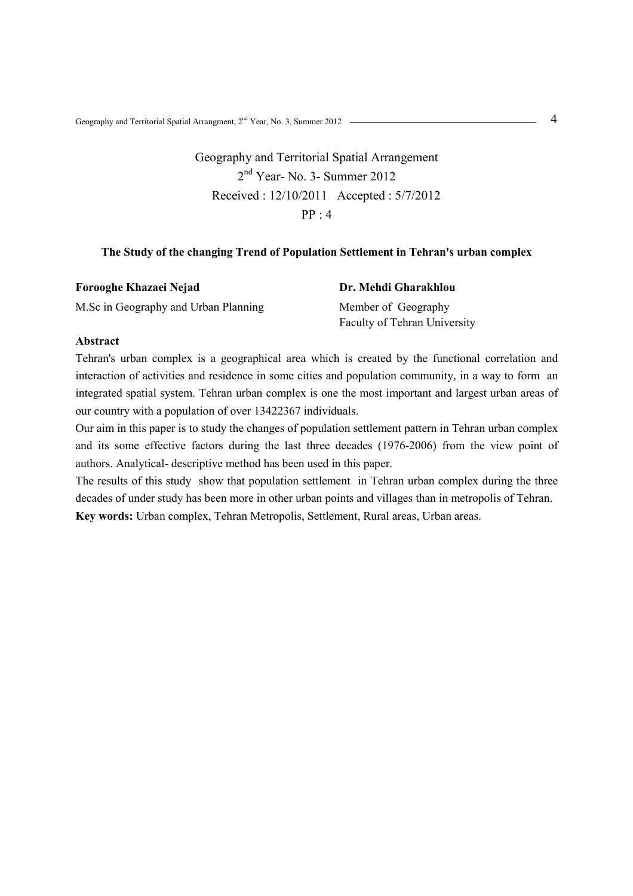Geography and Territorial Spatial Arrangement  
2nd Year- No. 3- Summer 2012  
Received : 12/10/2011 Accepted : 5/7/2012  
PP : 4

**The Study of the changing Trend of Population Settlement in Tehran's urban complex**

**Forooghe Khazaei Nejad**  
M.Sc in Geography and Urban Planning

**Dr. Mehdi Gharakhlou**  
Member of Geography  
Faculty of Tehran University

**Abstract**

Tehran's urban complex is a geographical area which is created by the functional correlation and interaction of activities and residence in some cities and population community, in a way to form an integrated spatial system. Tehran urban complex is one the most important and largest urban areas of our country with a population of over 13422367 individuals.

Our aim in this paper is to study the changes of population settlement pattern in Tehran urban complex and its some effective factors during the last three decades (1976-2006) from the view point of authors. Analytical- descriptive method has been used in this paper.

The results of this study show that population settlement in Tehran urban complex during the three decades of under study has been more in other urban points and villages than in metropolis of Tehran.

**Key words:** Urban complex, Tehran Metropolis, Settlement, Rural areas, Urban areas.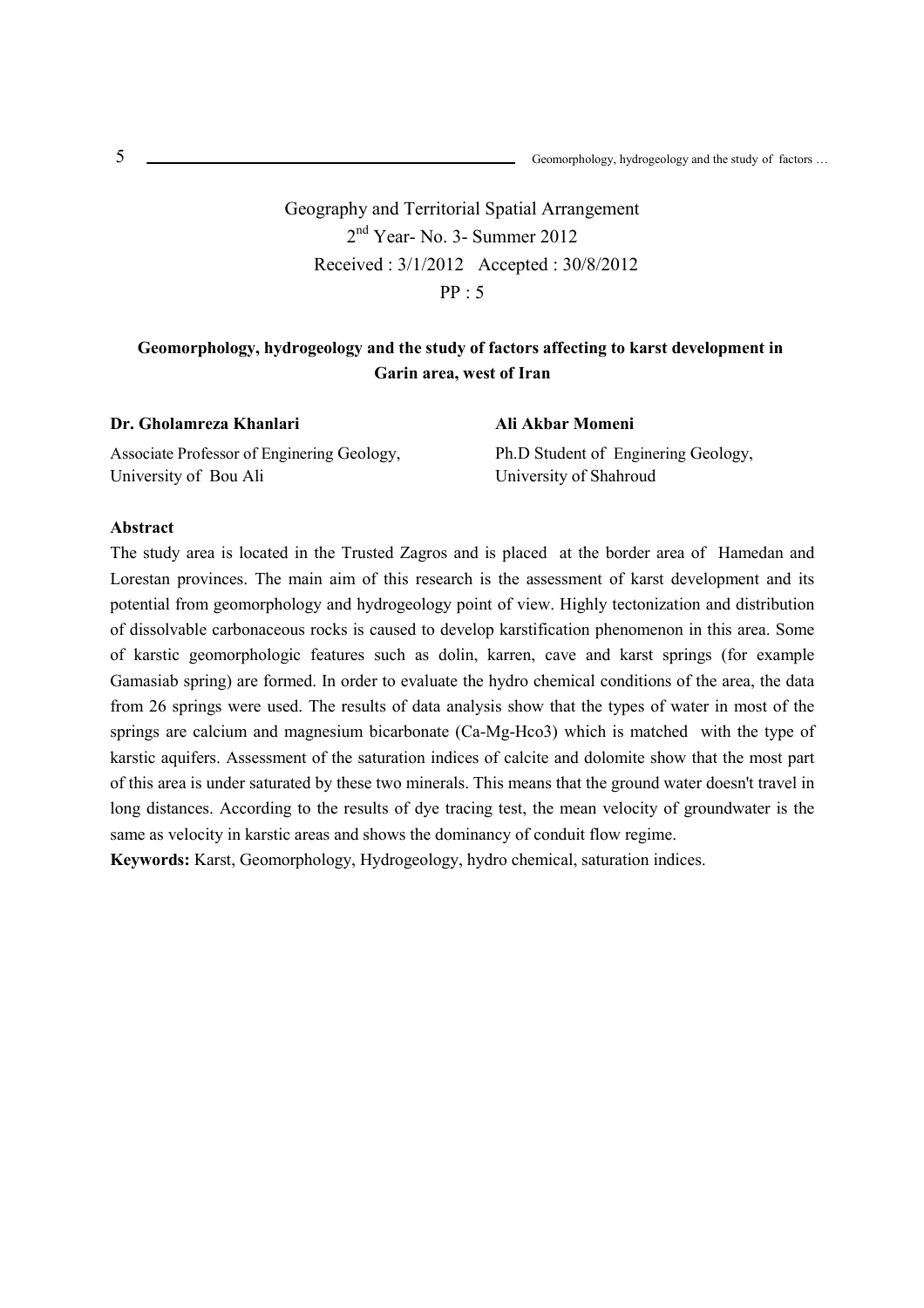Geography and Territorial Spatial Arrangement
2nd Year- No. 3- Summer 2012
Received : 3/1/2012 Accepted : 30/8/2012
PP : 5

## Geomorphology, hydrogeology and the study of factors affecting to karst development in Garin area, west of Iran

**Dr. Gholamreza Khanlari**
Associate Professor of Enginering Geology,
University of Bou Ali

**Ali Akbar Momeni**
Ph.D Student of Enginering Geology,
University of Shahroud

**Abstract**

The study area is located in the Trusted Zagros and is placed at the border area of Hamedan and Lorestan provinces. The main aim of this research is the assessment of karst development and its potential from geomorphology and hydrogeology point of view. Highly tectonization and distribution of dissolvable carbonaceous rocks is caused to develop karstification phenomenon in this area. Some of karstic geomorphologic features such as dolin, karren, cave and karst springs (for example Gamasiab spring) are formed. In order to evaluate the hydro chemical conditions of the area, the data from 26 springs were used. The results of data analysis show that the types of water in most of the springs are calcium and magnesium bicarbonate (Ca-Mg-Hco3) which is matched with the type of karstic aquifers. Assessment of the saturation indices of calcite and dolomite show that the most part of this area is under saturated by these two minerals. This means that the ground water doesn't travel in long distances. According to the results of dye tracing test, the mean velocity of groundwater is the same as velocity in karstic areas and shows the dominancy of conduit flow regime.

**Keywords:** Karst, Geomorphology, Hydrogeology, hydro chemical, saturation indices.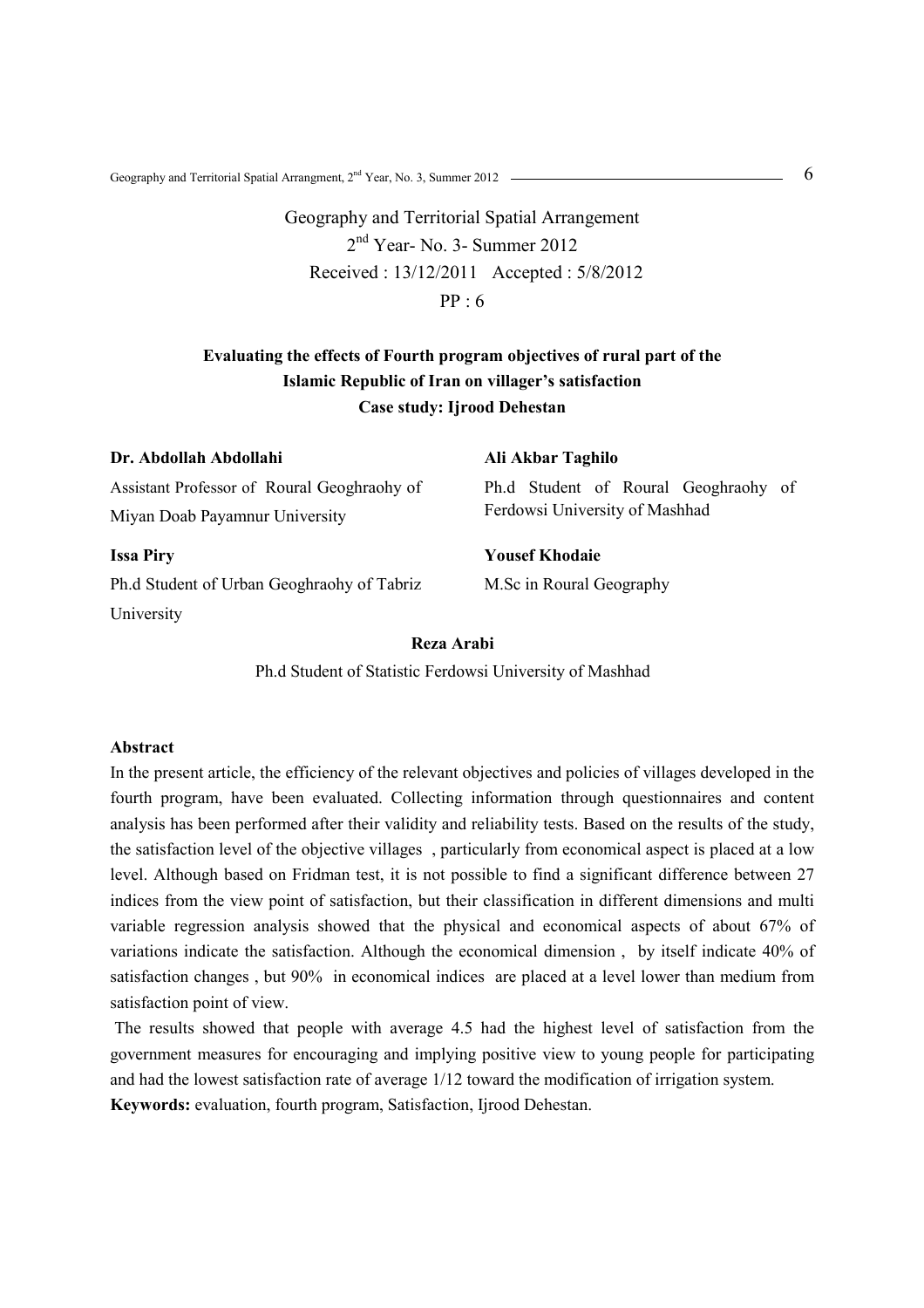Geography and Territorial Spatial Arrangement
2nd Year- No. 3- Summer 2012
Received : 13/12/2011 Accepted : 5/8/2012
PP : 6

**Evaluating the effects of Fourth program objectives of rural part of the Islamic Republic of Iran on villager's satisfaction**
**Case study: Ijrood Dehestan**

**Dr. Abdollah Abdollahi**
Assistant Professor of Roural Geoghraohy of Miyan Doab Payamnur University

**Ali Akbar Taghilo**
Ph.d Student of Roural Geoghraohy of Ferdowsi University of Mashhad

**Issa Piry**
Ph.d Student of Urban Geoghraohy of Tabriz University

**Yousef Khodaie**
M.Sc in Roural Geography

**Reza Arabi**
Ph.d Student of Statistic Ferdowsi University of Mashhad

**Abstract**

In the present article, the efficiency of the relevant objectives and policies of villages developed in the fourth program, have been evaluated. Collecting information through questionnaires and content analysis has been performed after their validity and reliability tests. Based on the results of the study, the satisfaction level of the objective villages , particularly from economical aspect is placed at a low level. Although based on Fridman test, it is not possible to find a significant difference between 27 indices from the view point of satisfaction, but their classification in different dimensions and multi variable regression analysis showed that the physical and economical aspects of about 67% of variations indicate the satisfaction. Although the economical dimension , by itself indicate 40% of satisfaction changes , but 90% in economical indices are placed at a level lower than medium from satisfaction point of view.

The results showed that people with average 4.5 had the highest level of satisfaction from the government measures for encouraging and implying positive view to young people for participating and had the lowest satisfaction rate of average 1/12 toward the modification of irrigation system.

**Keywords:** evaluation, fourth program, Satisfaction, Ijrood Dehestan.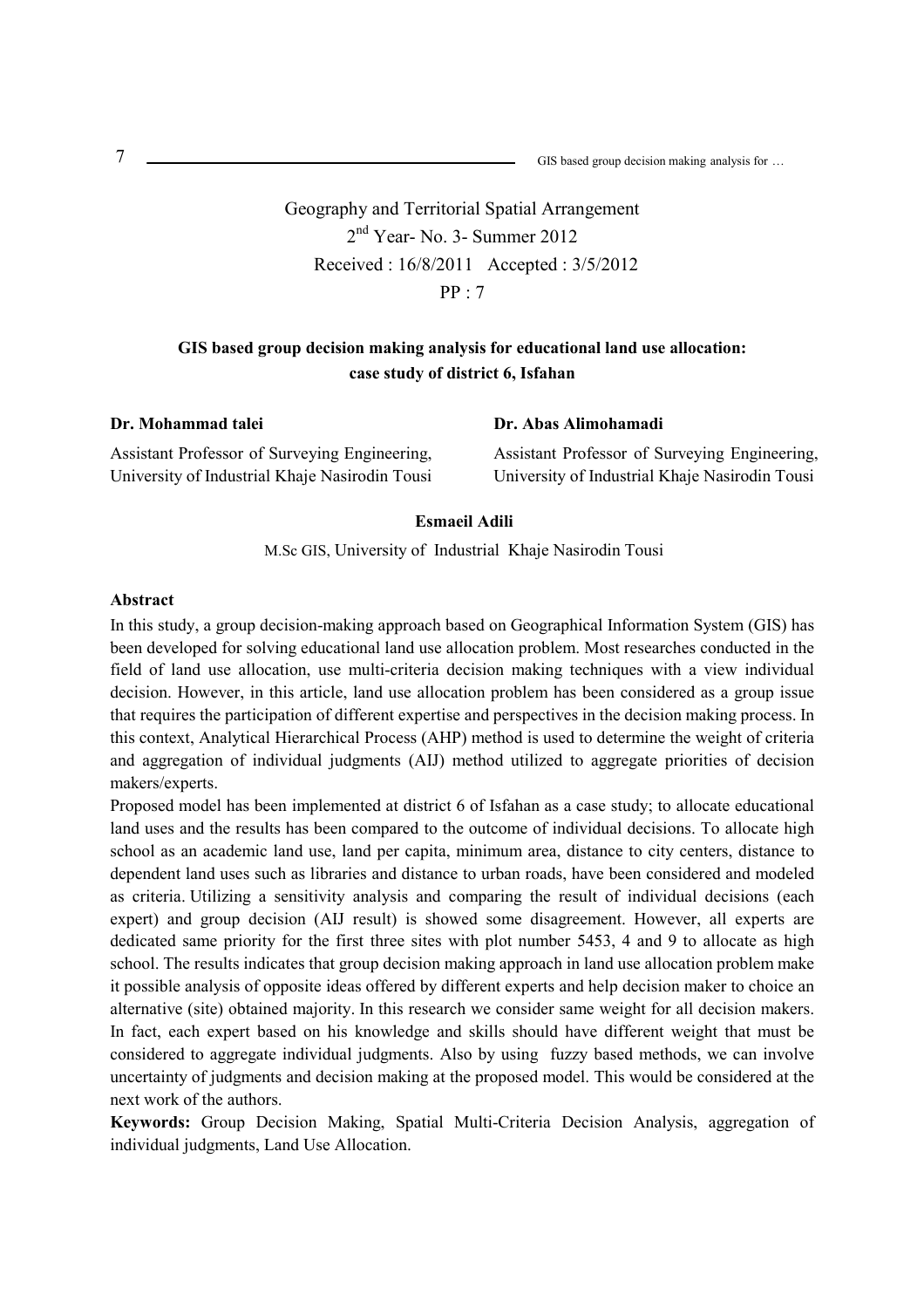Geography and Territorial Spatial Arrangement

2nd Year- No. 3- Summer 2012

Received : 16/8/2011 Accepted : 3/5/2012

PP : 7

### GIS based group decision making analysis for educational land use allocation: case study of district 6, Isfahan

**Dr. Mohammad talei**

Assistant Professor of Surveying Engineering, University of Industrial Khaje Nasirodin Tousi

**Dr. Abas Alimohamadi**

Assistant Professor of Surveying Engineering, University of Industrial Khaje Nasirodin Tousi

**Esmaeil Adili**

M.Sc GIS, University of Industrial Khaje Nasirodin Tousi

#### Abstract

In this study, a group decision-making approach based on Geographical Information System (GIS) has been developed for solving educational land use allocation problem. Most researches conducted in the field of land use allocation, use multi-criteria decision making techniques with a view individual decision. However, in this article, land use allocation problem has been considered as a group issue that requires the participation of different expertise and perspectives in the decision making process. In this context, Analytical Hierarchical Process (AHP) method is used to determine the weight of criteria and aggregation of individual judgments (AIJ) method utilized to aggregate priorities of decision makers/experts.

Proposed model has been implemented at district 6 of Isfahan as a case study; to allocate educational land uses and the results has been compared to the outcome of individual decisions. To allocate high school as an academic land use, land per capita, minimum area, distance to city centers, distance to dependent land uses such as libraries and distance to urban roads, have been considered and modeled as criteria. Utilizing a sensitivity analysis and comparing the result of individual decisions (each expert) and group decision (AIJ result) is showed some disagreement. However, all experts are dedicated same priority for the first three sites with plot number 5453, 4 and 9 to allocate as high school. The results indicates that group decision making approach in land use allocation problem make it possible analysis of opposite ideas offered by different experts and help decision maker to choice an alternative (site) obtained majority. In this research we consider same weight for all decision makers. In fact, each expert based on his knowledge and skills should have different weight that must be considered to aggregate individual judgments. Also by using fuzzy based methods, we can involve uncertainty of judgments and decision making at the proposed model. This would be considered at the next work of the authors.

**Keywords:** Group Decision Making, Spatial Multi-Criteria Decision Analysis, aggregation of individual judgments, Land Use Allocation.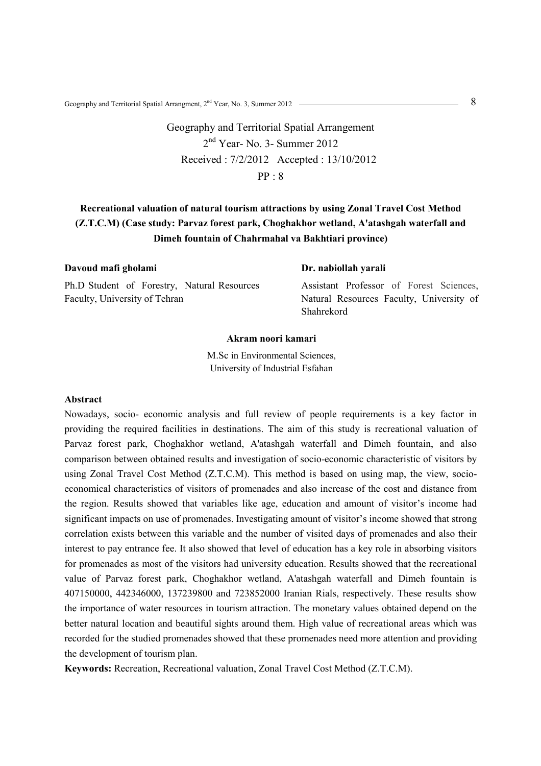Geography and Territorial Spatial Arrangement
2[nd] Year- No. 3- Summer 2012
Received : 7/2/2012 Accepted : 13/10/2012
PP : 8

## Recreational valuation of natural tourism attractions by using Zonal Travel Cost Method (Z.T.C.M) (Case study: Parvaz forest park, Choghakhor wetland, A'atashgah waterfall and Dimeh fountain of Chahrmahal va Bakhtiari province)

**Davoud mafi gholami**

Ph.D Student of Forestry, Natural Resources Faculty, University of Tehran

**Dr. nabiollah yarali**

Assistant Professor of Forest Sciences, Natural Resources Faculty, University of Shahrekord

**Akram noori kamari**

M.Sc in Environmental Sciences, University of Industrial Esfahan

**Abstract**

Nowadays, socio- economic analysis and full review of people requirements is a key factor in providing the required facilities in destinations. The aim of this study is recreational valuation of Parvaz forest park, Choghakhor wetland, A'atashgah waterfall and Dimeh fountain, and also comparison between obtained results and investigation of socio-economic characteristic of visitors by using Zonal Travel Cost Method (Z.T.C.M). This method is based on using map, the view, socio-economical characteristics of visitors of promenades and also increase of the cost and distance from the region. Results showed that variables like age, education and amount of visitor's income had significant impacts on use of promenades. Investigating amount of visitor's income showed that strong correlation exists between this variable and the number of visited days of promenades and also their interest to pay entrance fee. It also showed that level of education has a key role in absorbing visitors for promenades as most of the visitors had university education. Results showed that the recreational value of Parvaz forest park, Choghakhor wetland, A'atashgah waterfall and Dimeh fountain is 407150000, 442346000, 137239800 and 723852000 Iranian Rials, respectively. These results show the importance of water resources in tourism attraction. The monetary values obtained depend on the better natural location and beautiful sights around them. High value of recreational areas which was recorded for the studied promenades showed that these promenades need more attention and providing the development of tourism plan.

**Keywords:** Recreation, Recreational valuation, Zonal Travel Cost Method (Z.T.C.M).